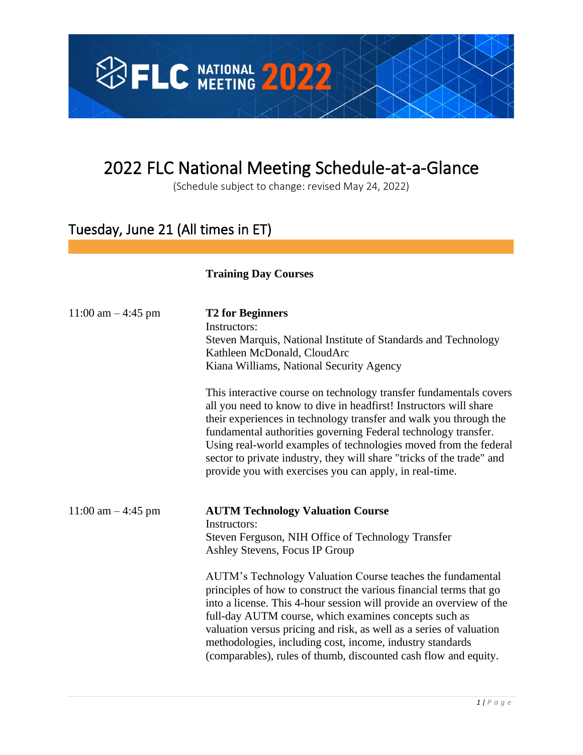# 2022 FLC National Meeting Schedule-at-a-Glance

(Schedule subject to change: revised May 24, 2022)

## Tuesday, June 21 (All times in ET)

**Training Day Courses**

11:00 am – 4:45 pm

**T2 for Beginners**

Instructors:
Steven Marquis, National Institute of Standards and Technology
Kathleen McDonald, CloudArc
Kiana Williams, National Security Agency

This interactive course on technology transfer fundamentals covers all you need to know to dive in headfirst! Instructors will share their experiences in technology transfer and walk you through the fundamental authorities governing Federal technology transfer. Using real-world examples of technologies moved from the federal sector to private industry, they will share "tricks of the trade" and provide you with exercises you can apply, in real-time.

11:00 am – 4:45 pm

**AUTM Technology Valuation Course**

Instructors:
Steven Ferguson, NIH Office of Technology Transfer
Ashley Stevens, Focus IP Group

AUTM's Technology Valuation Course teaches the fundamental principles of how to construct the various financial terms that go into a license. This 4-hour session will provide an overview of the full-day AUTM course, which examines concepts such as valuation versus pricing and risk, as well as a series of valuation methodologies, including cost, income, industry standards (comparables), rules of thumb, discounted cash flow and equity.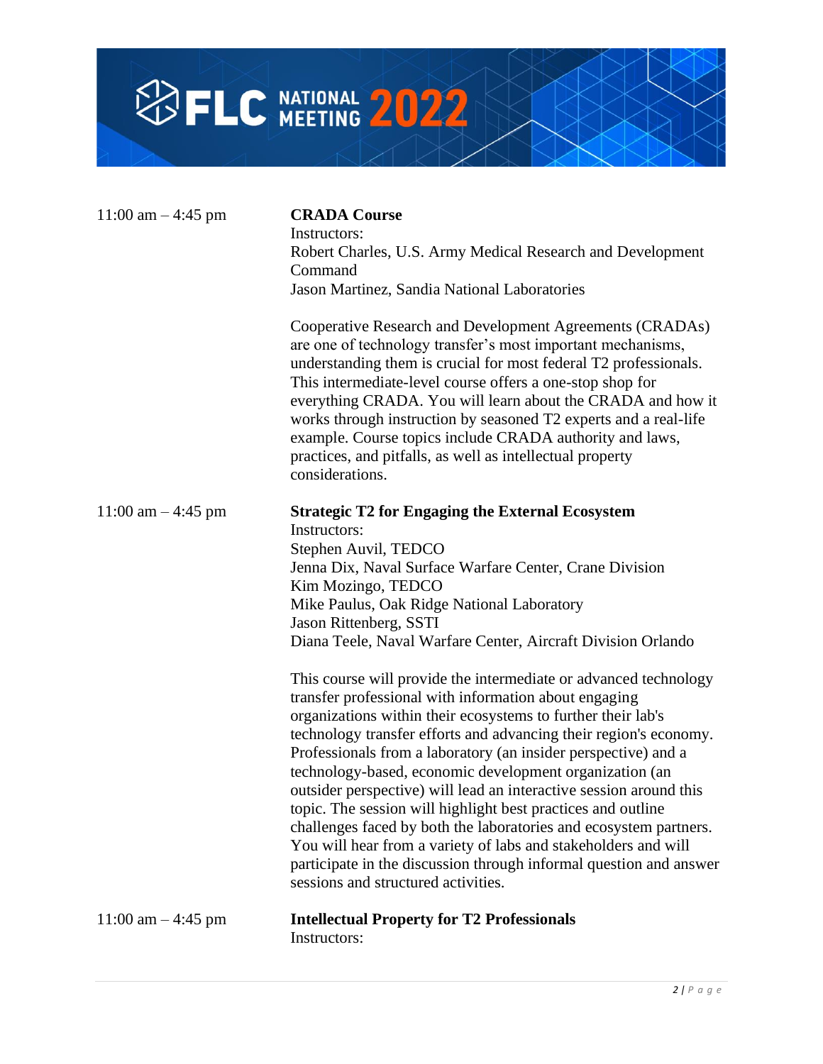11:00 am – 4:45 pm

**CRADA Course**
Instructors:
Robert Charles, U.S. Army Medical Research and Development Command
Jason Martinez, Sandia National Laboratories

Cooperative Research and Development Agreements (CRADAs) are one of technology transfer's most important mechanisms, understanding them is crucial for most federal T2 professionals. This intermediate-level course offers a one-stop shop for everything CRADA. You will learn about the CRADA and how it works through instruction by seasoned T2 experts and a real-life example. Course topics include CRADA authority and laws, practices, and pitfalls, as well as intellectual property considerations.

11:00 am – 4:45 pm

**Strategic T2 for Engaging the External Ecosystem**
Instructors:
Stephen Auvil, TEDCO
Jenna Dix, Naval Surface Warfare Center, Crane Division
Kim Mozingo, TEDCO
Mike Paulus, Oak Ridge National Laboratory
Jason Rittenberg, SSTI
Diana Teele, Naval Warfare Center, Aircraft Division Orlando

This course will provide the intermediate or advanced technology transfer professional with information about engaging organizations within their ecosystems to further their lab's technology transfer efforts and advancing their region's economy. Professionals from a laboratory (an insider perspective) and a technology-based, economic development organization (an outsider perspective) will lead an interactive session around this topic. The session will highlight best practices and outline challenges faced by both the laboratories and ecosystem partners. You will hear from a variety of labs and stakeholders and will participate in the discussion through informal question and answer sessions and structured activities.

11:00 am – 4:45 pm

**Intellectual Property for T2 Professionals**
Instructors: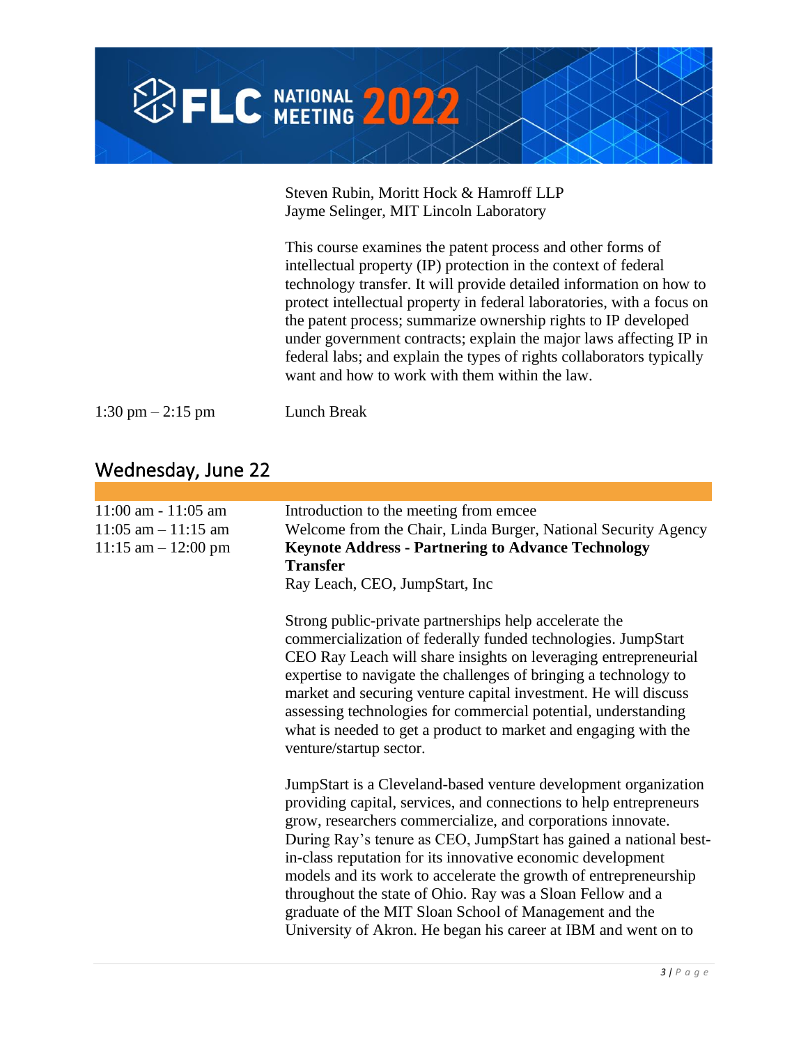Steven Rubin, Moritt Hock & Hamroff LLP
Jayme Selinger, MIT Lincoln Laboratory

This course examines the patent process and other forms of intellectual property (IP) protection in the context of federal technology transfer. It will provide detailed information on how to protect intellectual property in federal laboratories, with a focus on the patent process; summarize ownership rights to IP developed under government contracts; explain the major laws affecting IP in federal labs; and explain the types of rights collaborators typically want and how to work with them within the law.

| | |
|---|---|
| 1:30 pm – 2:15 pm | Lunch Break |

## Wednesday, June 22

| | |
|---|---|
| 11:00 am - 11:05 am | Introduction to the meeting from emcee |
| 11:05 am – 11:15 am | Welcome from the Chair, Linda Burger, National Security Agency |
| 11:15 am – 12:00 pm | **Keynote Address - Partnering to Advance Technology Transfer** |

Ray Leach, CEO, JumpStart, Inc

Strong public-private partnerships help accelerate the commercialization of federally funded technologies. JumpStart CEO Ray Leach will share insights on leveraging entrepreneurial expertise to navigate the challenges of bringing a technology to market and securing venture capital investment. He will discuss assessing technologies for commercial potential, understanding what is needed to get a product to market and engaging with the venture/startup sector.

JumpStart is a Cleveland-based venture development organization providing capital, services, and connections to help entrepreneurs grow, researchers commercialize, and corporations innovate. During Ray's tenure as CEO, JumpStart has gained a national best-in-class reputation for its innovative economic development models and its work to accelerate the growth of entrepreneurship throughout the state of Ohio. Ray was a Sloan Fellow and a graduate of the MIT Sloan School of Management and the University of Akron. He began his career at IBM and went on to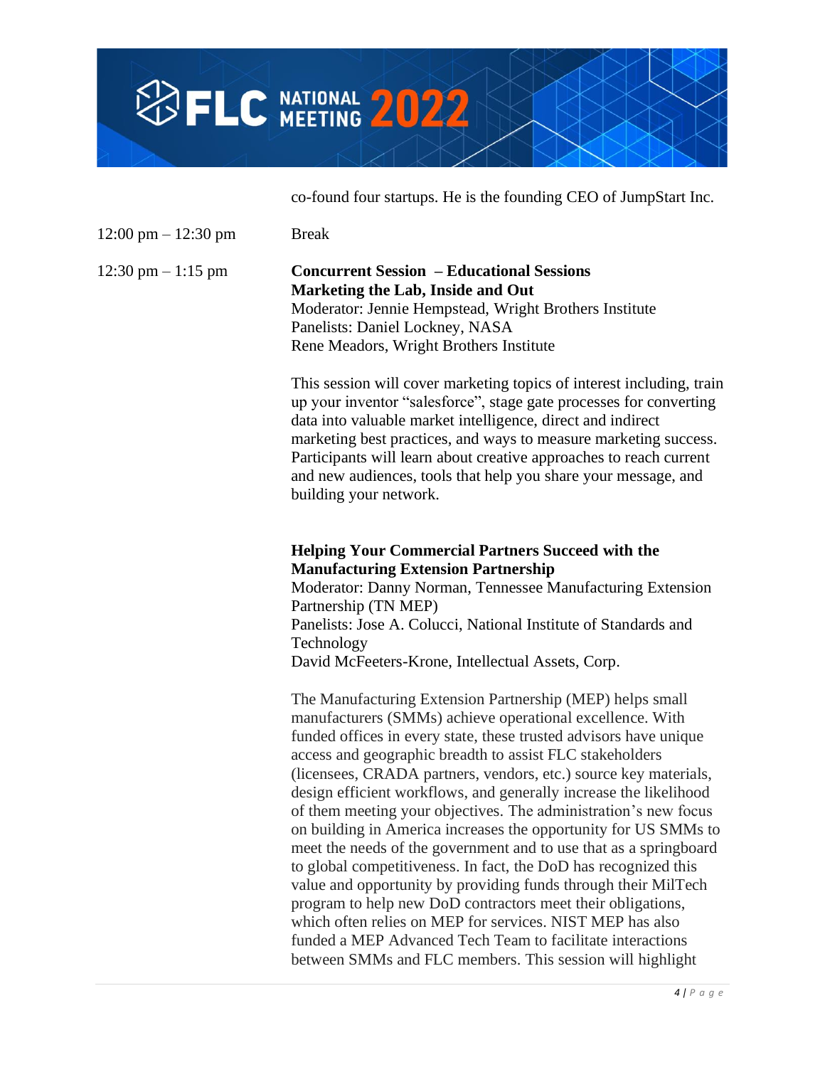co-found four startups. He is the founding CEO of JumpStart Inc.

12:00 pm – 12:30 pm Break

12:30 pm – 1:15 pm

**Concurrent Session – Educational Sessions**
**Marketing the Lab, Inside and Out**
Moderator: Jennie Hempstead, Wright Brothers Institute
Panelists: Daniel Lockney, NASA
Rene Meadors, Wright Brothers Institute

This session will cover marketing topics of interest including, train up your inventor "salesforce", stage gate processes for converting data into valuable market intelligence, direct and indirect marketing best practices, and ways to measure marketing success. Participants will learn about creative approaches to reach current and new audiences, tools that help you share your message, and building your network.

**Helping Your Commercial Partners Succeed with the Manufacturing Extension Partnership**
Moderator: Danny Norman, Tennessee Manufacturing Extension Partnership (TN MEP)
Panelists: Jose A. Colucci, National Institute of Standards and Technology
David McFeeters-Krone, Intellectual Assets, Corp.

The Manufacturing Extension Partnership (MEP) helps small manufacturers (SMMs) achieve operational excellence. With funded offices in every state, these trusted advisors have unique access and geographic breadth to assist FLC stakeholders (licensees, CRADA partners, vendors, etc.) source key materials, design efficient workflows, and generally increase the likelihood of them meeting your objectives. The administration's new focus on building in America increases the opportunity for US SMMs to meet the needs of the government and to use that as a springboard to global competitiveness. In fact, the DoD has recognized this value and opportunity by providing funds through their MilTech program to help new DoD contractors meet their obligations, which often relies on MEP for services. NIST MEP has also funded a MEP Advanced Tech Team to facilitate interactions between SMMs and FLC members. This session will highlight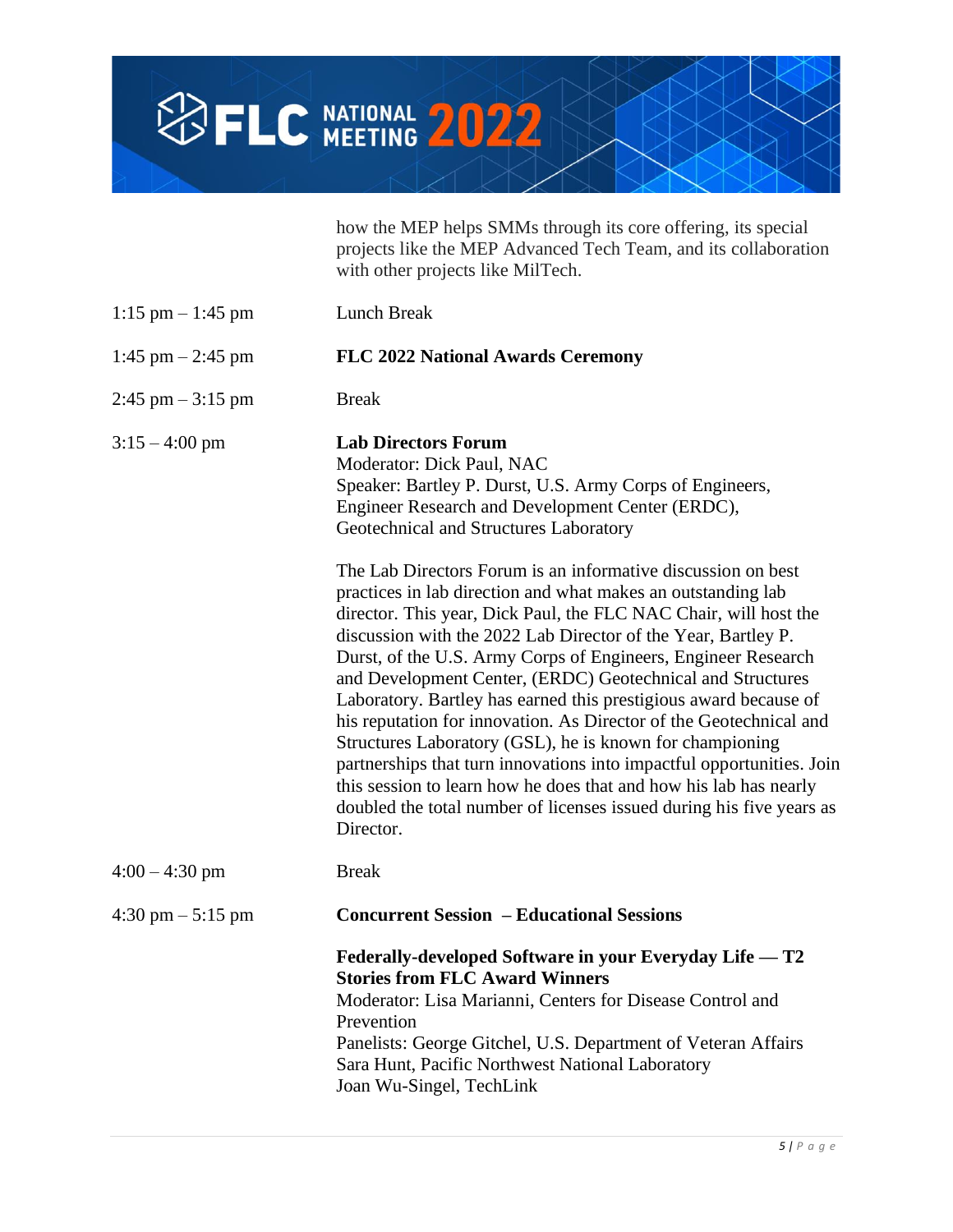how the MEP helps SMMs through its core offering, its special projects like the MEP Advanced Tech Team, and its collaboration with other projects like MilTech.

1:15 pm – 1:45 pm | Lunch Break

1:45 pm – 2:45 pm | **FLC 2022 National Awards Ceremony**

2:45 pm – 3:15 pm | Break

3:15 – 4:00 pm | **Lab Directors Forum**

Moderator: Dick Paul, NAC
Speaker: Bartley P. Durst, U.S. Army Corps of Engineers, Engineer Research and Development Center (ERDC), Geotechnical and Structures Laboratory

The Lab Directors Forum is an informative discussion on best practices in lab direction and what makes an outstanding lab director. This year, Dick Paul, the FLC NAC Chair, will host the discussion with the 2022 Lab Director of the Year, Bartley P. Durst, of the U.S. Army Corps of Engineers, Engineer Research and Development Center, (ERDC) Geotechnical and Structures Laboratory. Bartley has earned this prestigious award because of his reputation for innovation. As Director of the Geotechnical and Structures Laboratory (GSL), he is known for championing partnerships that turn innovations into impactful opportunities. Join this session to learn how he does that and how his lab has nearly doubled the total number of licenses issued during his five years as Director.

4:00 – 4:30 pm | Break

4:30 pm – 5:15 pm | **Concurrent Session – Educational Sessions**

**Federally-developed Software in your Everyday Life — T2 Stories from FLC Award Winners**

Moderator: Lisa Marianni, Centers for Disease Control and Prevention
Panelists: George Gitchel, U.S. Department of Veteran Affairs
Sara Hunt, Pacific Northwest National Laboratory
Joan Wu-Singel, TechLink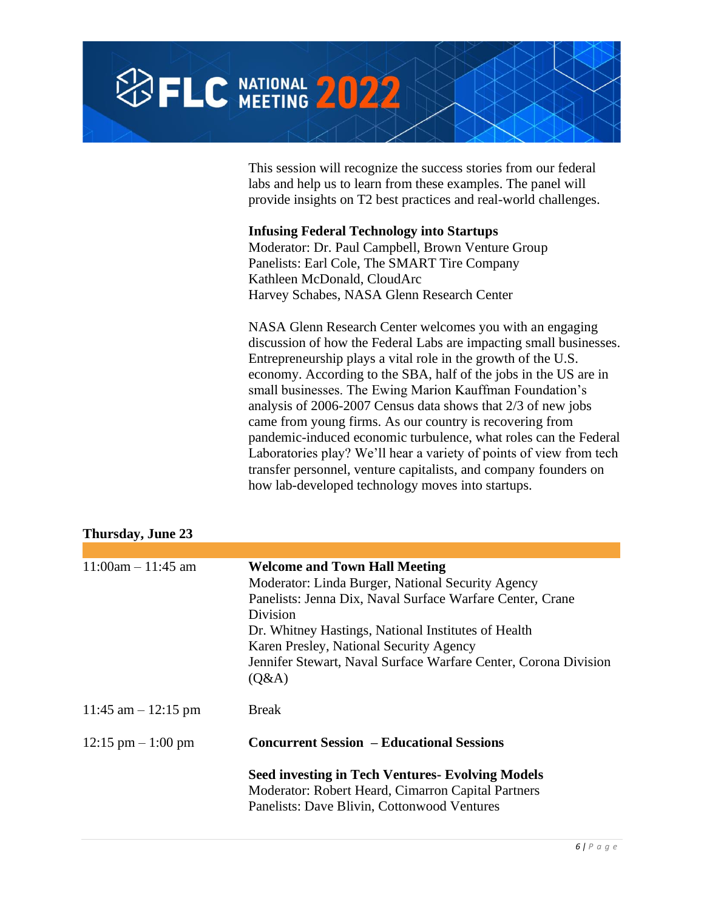This session will recognize the success stories from our federal labs and help us to learn from these examples. The panel will provide insights on T2 best practices and real-world challenges.

**Infusing Federal Technology into Startups**
Moderator: Dr. Paul Campbell, Brown Venture Group
Panelists: Earl Cole, The SMART Tire Company
Kathleen McDonald, CloudArc
Harvey Schabes, NASA Glenn Research Center

NASA Glenn Research Center welcomes you with an engaging discussion of how the Federal Labs are impacting small businesses. Entrepreneurship plays a vital role in the growth of the U.S. economy. According to the SBA, half of the jobs in the US are in small businesses. The Ewing Marion Kauffman Foundation's analysis of 2006-2007 Census data shows that 2/3 of new jobs came from young firms. As our country is recovering from pandemic-induced economic turbulence, what roles can the Federal Laboratories play? We'll hear a variety of points of view from tech transfer personnel, venture capitalists, and company founders on how lab-developed technology moves into startups.

**Thursday, June 23**

| | |
|---|---|
| 11:00am – 11:45 am | **Welcome and Town Hall Meeting**<br>Moderator: Linda Burger, National Security Agency<br>Panelists: Jenna Dix, Naval Surface Warfare Center, Crane Division<br>Dr. Whitney Hastings, National Institutes of Health<br>Karen Presley, National Security Agency<br>Jennifer Stewart, Naval Surface Warfare Center, Corona Division<br>(Q&A) |
| 11:45 am – 12:15 pm | Break |
| 12:15 pm – 1:00 pm | **Concurrent Session – Educational Sessions**<br><br>**Seed investing in Tech Ventures- Evolving Models**<br>Moderator: Robert Heard, Cimarron Capital Partners<br>Panelists: Dave Blivin, Cottonwood Ventures |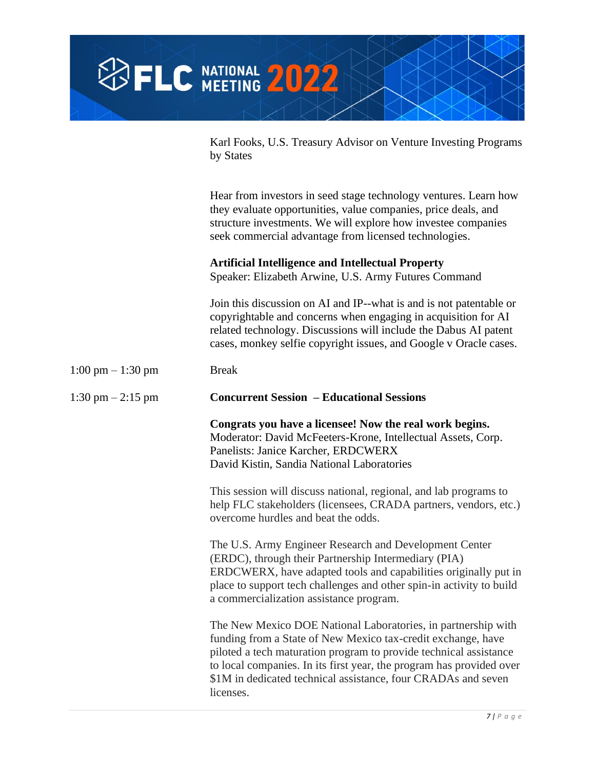Karl Fooks, U.S. Treasury Advisor on Venture Investing Programs by States

Hear from investors in seed stage technology ventures. Learn how they evaluate opportunities, value companies, price deals, and structure investments. We will explore how investee companies seek commercial advantage from licensed technologies.

**Artificial Intelligence and Intellectual Property**
Speaker: Elizabeth Arwine, U.S. Army Futures Command

Join this discussion on AI and IP--what is and is not patentable or copyrightable and concerns when engaging in acquisition for AI related technology. Discussions will include the Dabus AI patent cases, monkey selfie copyright issues, and Google v Oracle cases.

1:00 pm – 1:30 pm Break

1:30 pm – 2:15 pm **Concurrent Session – Educational Sessions**

**Congrats you have a licensee! Now the real work begins.**
Moderator: David McFeeters-Krone, Intellectual Assets, Corp.
Panelists: Janice Karcher, ERDCWERX
David Kistin, Sandia National Laboratories

This session will discuss national, regional, and lab programs to help FLC stakeholders (licensees, CRADA partners, vendors, etc.) overcome hurdles and beat the odds.

The U.S. Army Engineer Research and Development Center (ERDC), through their Partnership Intermediary (PIA) ERDCWERX, have adapted tools and capabilities originally put in place to support tech challenges and other spin-in activity to build a commercialization assistance program.

The New Mexico DOE National Laboratories, in partnership with funding from a State of New Mexico tax-credit exchange, have piloted a tech maturation program to provide technical assistance to local companies. In its first year, the program has provided over $1M in dedicated technical assistance, four CRADAs and seven licenses.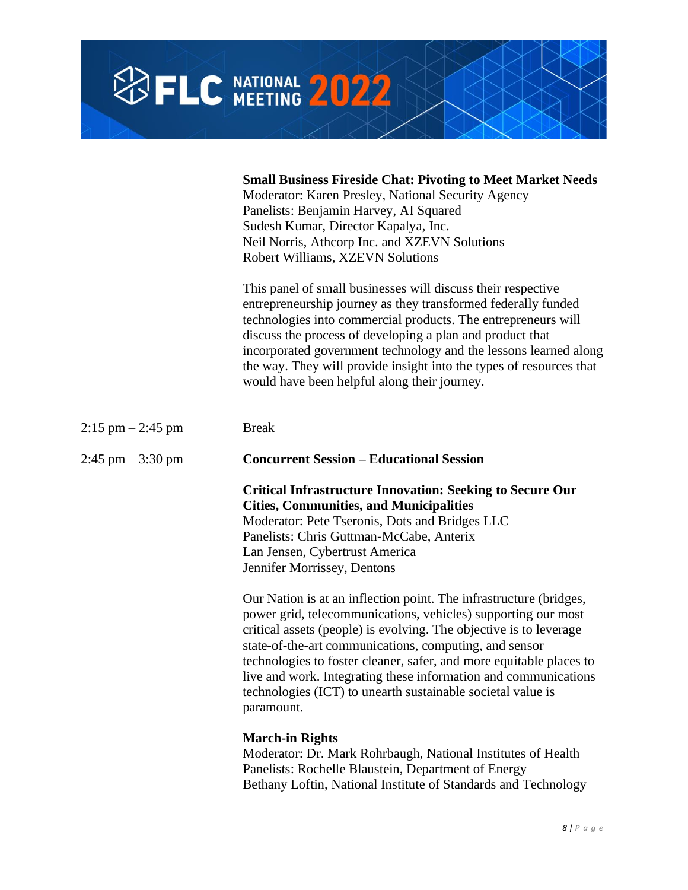**Small Business Fireside Chat: Pivoting to Meet Market Needs**
Moderator: Karen Presley, National Security Agency
Panelists: Benjamin Harvey, AI Squared
Sudesh Kumar, Director Kapalya, Inc.
Neil Norris, Athcorp Inc. and XZEVN Solutions
Robert Williams, XZEVN Solutions

This panel of small businesses will discuss their respective entrepreneurship journey as they transformed federally funded technologies into commercial products. The entrepreneurs will discuss the process of developing a plan and product that incorporated government technology and the lessons learned along the way. They will provide insight into the types of resources that would have been helpful along their journey.

2:15 pm – 2:45 pm Break

2:45 pm – 3:30 pm **Concurrent Session – Educational Session**

**Critical Infrastructure Innovation: Seeking to Secure Our Cities, Communities, and Municipalities**
Moderator: Pete Tseronis, Dots and Bridges LLC
Panelists: Chris Guttman-McCabe, Anterix
Lan Jensen, Cybertrust America
Jennifer Morrissey, Dentons

Our Nation is at an inflection point. The infrastructure (bridges, power grid, telecommunications, vehicles) supporting our most critical assets (people) is evolving. The objective is to leverage state-of-the-art communications, computing, and sensor technologies to foster cleaner, safer, and more equitable places to live and work. Integrating these information and communications technologies (ICT) to unearth sustainable societal value is paramount.

**March-in Rights**
Moderator: Dr. Mark Rohrbaugh, National Institutes of Health
Panelists: Rochelle Blaustein, Department of Energy
Bethany Loftin, National Institute of Standards and Technology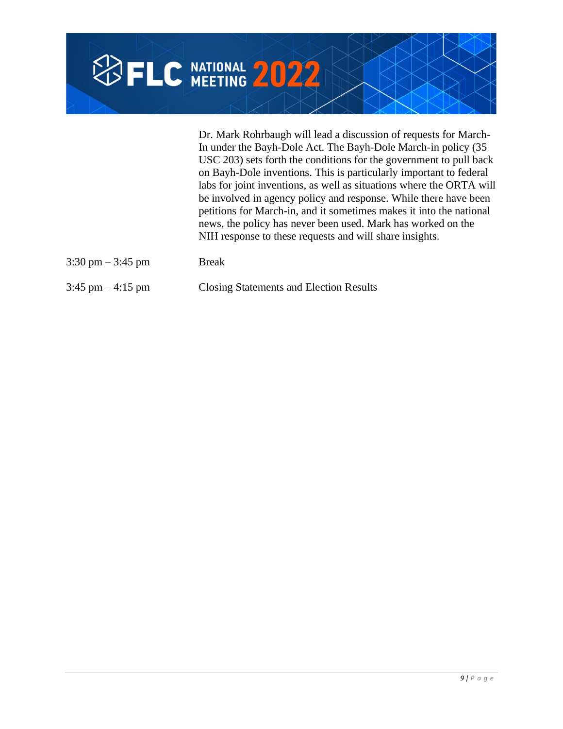Dr. Mark Rohrbaugh will lead a discussion of requests for March-In under the Bayh-Dole Act. The Bayh-Dole March-in policy (35 USC 203) sets forth the conditions for the government to pull back on Bayh-Dole inventions. This is particularly important to federal labs for joint inventions, as well as situations where the ORTA will be involved in agency policy and response. While there have been petitions for March-in, and it sometimes makes it into the national news, the policy has never been used. Mark has worked on the NIH response to these requests and will share insights.

| | |
|---|---|
| 3:30 pm – 3:45 pm | Break |
| 3:45 pm – 4:15 pm | Closing Statements and Election Results |